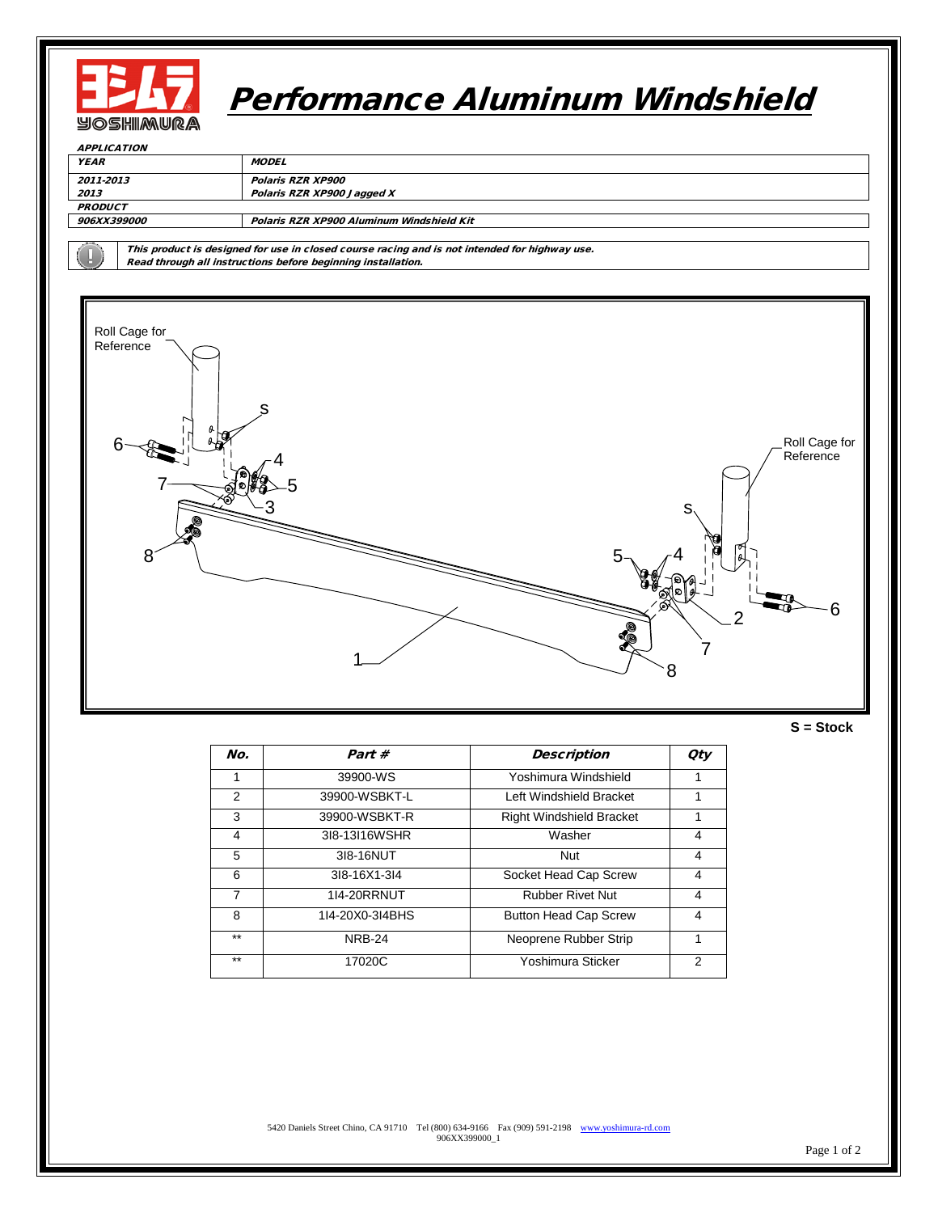# Performance Aluminum Windshield

**APPLICATION**

| YEAR | MODEL |
|---|---|
| 2011-2013 | Polaris RZR XP900 |
| 2013 | Polaris RZR XP900 Jagged X |

| PRODUCT | |
|---|---|
| 906XX399000 | Polaris RZR XP900 Aluminum Windshield Kit |

***This product is designed for use in closed course racing and is not intended for highway use.***
***Read through all instructions before beginning installation.***

Roll Cage for Reference

Roll Cage for Reference

S = Stock

| No. | Part # | Description | Qty |
|---|---|---|---|
| 1 | 39900-WS | Yoshimura Windshield | 1 |
| 2 | 39900-WSBKT-L | Left Windshield Bracket | 1 |
| 3 | 39900-WSBKT-R | Right Windshield Bracket | 1 |
| 4 | 3l8-13l16WSHR | Washer | 4 |
| 5 | 3l8-16NUT | Nut | 4 |
| 6 | 3l8-16X1-3l4 | Socket Head Cap Screw | 4 |
| 7 | 1l4-20RRNUT | Rubber Rivet Nut | 4 |
| 8 | 1l4-20X0-3l4BHS | Button Head Cap Screw | 4 |
| ** | NRB-24 | Neoprene Rubber Strip | 1 |
| ** | 17020C | Yoshimura Sticker | 2 |

5420 Daniels Street Chino, CA 91710 Tel (800) 634-9166 Fax (909) 591-2198 www.yoshimura-rd.com
906XX399000_1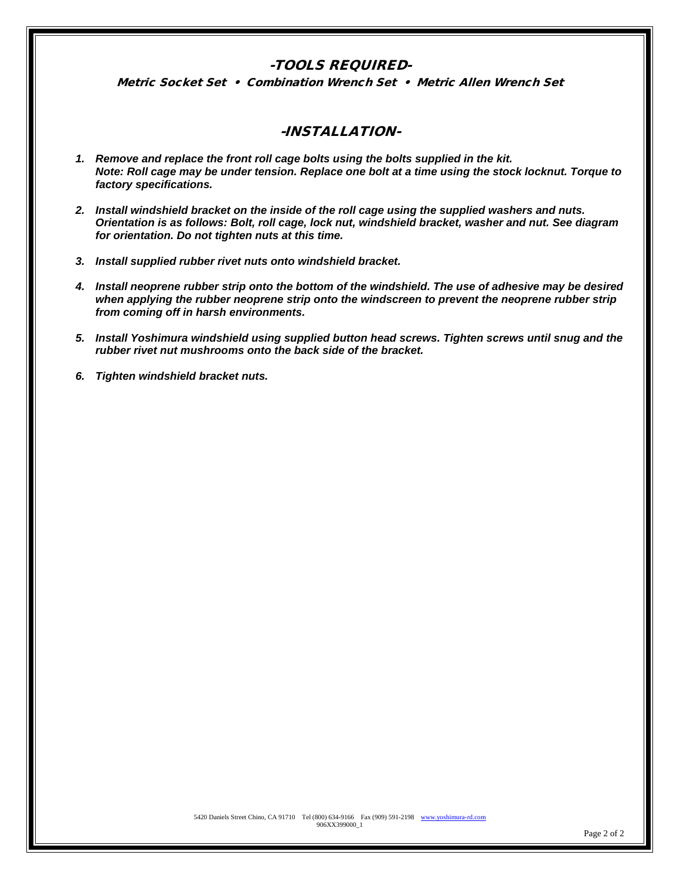## -TOOLS REQUIRED-

**Metric Socket Set • Combination Wrench Set • Metric Allen Wrench Set**

## -INSTALLATION-

1. ***Remove and replace the front roll cage bolts using the bolts supplied in the kit.***
   ***Note: Roll cage may be under tension. Replace one bolt at a time using the stock locknut. Torque to factory specifications.***

2. ***Install windshield bracket on the inside of the roll cage using the supplied washers and nuts. Orientation is as follows: Bolt, roll cage, lock nut, windshield bracket, washer and nut. See diagram for orientation. Do not tighten nuts at this time.***

3. ***Install supplied rubber rivet nuts onto windshield bracket.***

4. ***Install neoprene rubber strip onto the bottom of the windshield. The use of adhesive may be desired when applying the rubber neoprene strip onto the windscreen to prevent the neoprene rubber strip from coming off in harsh environments.***

5. ***Install Yoshimura windshield using supplied button head screws. Tighten screws until snug and the rubber rivet nut mushrooms onto the back side of the bracket.***

6. ***Tighten windshield bracket nuts.***

5420 Daniels Street Chino, CA 91710 Tel (800) 634-9166 Fax (909) 591-2198 www.yoshimura-rd.com
906XX399000_1